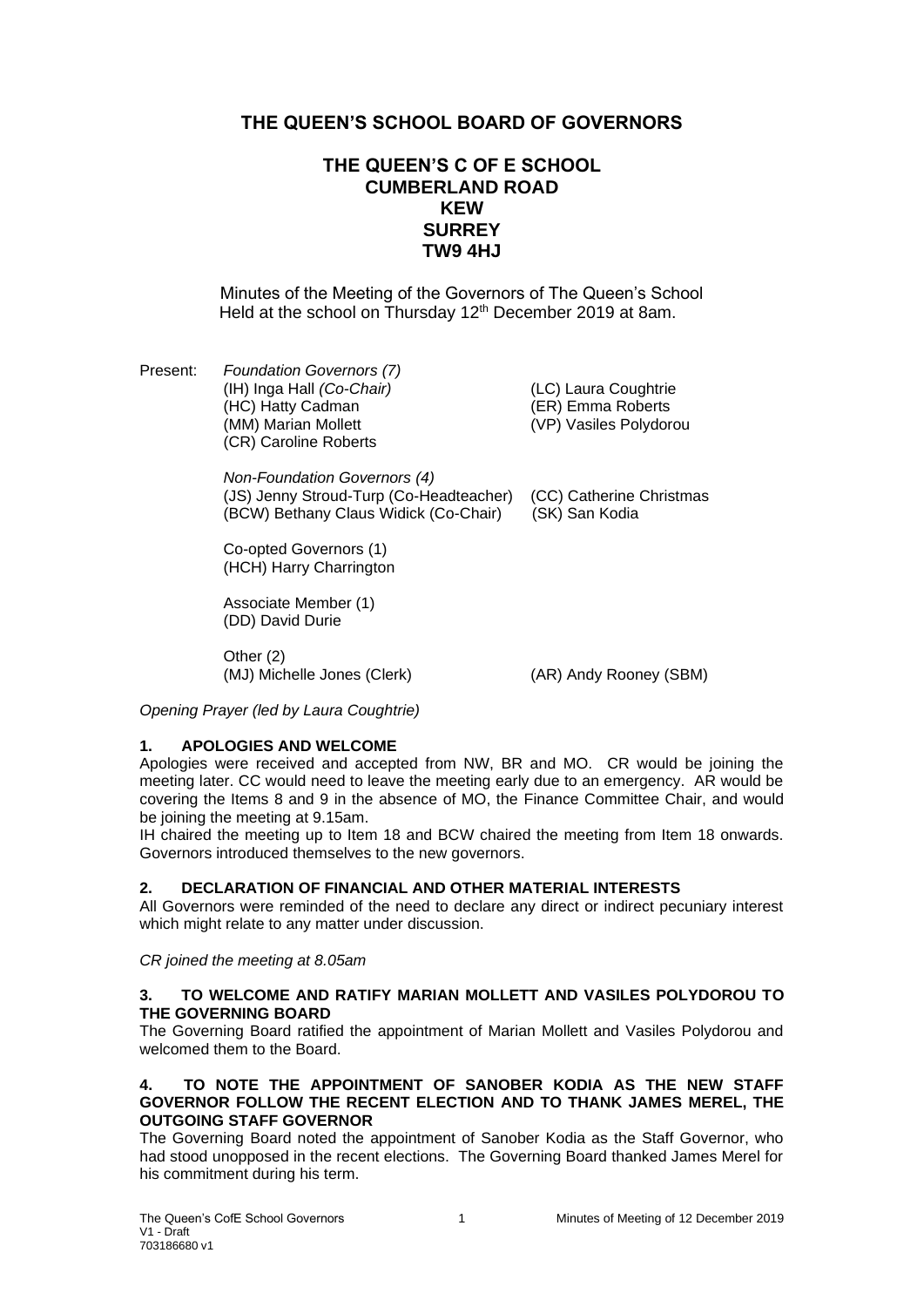# THE QUEEN'S SCHOOL BOARD OF GOVERNORS

## THE QUEEN'S C OF E SCHOOL
## CUMBERLAND ROAD
## KEW
## SURREY
## TW9 4HJ

Minutes of the Meeting of the Governors of The Queen's School Held at the school on Thursday 12th December 2019 at 8am.

Present:

*Foundation Governors (7)*
(IH) Inga Hall *(Co-Chair)*
(LC) Laura Coughtrie
(HC) Hatty Cadman
(ER) Emma Roberts
(MM) Marian Mollett
(VP) Vasiles Polydorou
(CR) Caroline Roberts

*Non-Foundation Governors (4)*
(JS) Jenny Stroud-Turp (Co-Headteacher)
(CC) Catherine Christmas
(BCW) Bethany Claus Widick (Co-Chair)
(SK) San Kodia

Co-opted Governors (1)
(HCH) Harry Charrington

Associate Member (1)
(DD) David Durie

Other (2)
(MJ) Michelle Jones (Clerk)
(AR) Andy Rooney (SBM)

*Opening Prayer (led by Laura Coughtrie)*

### 1. APOLOGIES AND WELCOME

Apologies were received and accepted from NW, BR and MO. CR would be joining the meeting later. CC would need to leave the meeting early due to an emergency. AR would be covering the Items 8 and 9 in the absence of MO, the Finance Committee Chair, and would be joining the meeting at 9.15am.

IH chaired the meeting up to Item 18 and BCW chaired the meeting from Item 18 onwards. Governors introduced themselves to the new governors.

### 2. DECLARATION OF FINANCIAL AND OTHER MATERIAL INTERESTS

All Governors were reminded of the need to declare any direct or indirect pecuniary interest which might relate to any matter under discussion.

*CR joined the meeting at 8.05am*

### 3. TO WELCOME AND RATIFY MARIAN MOLLETT AND VASILES POLYDOROU TO THE GOVERNING BOARD

The Governing Board ratified the appointment of Marian Mollett and Vasiles Polydorou and welcomed them to the Board.

### 4. TO NOTE THE APPOINTMENT OF SANOBER KODIA AS THE NEW STAFF GOVERNOR FOLLOW THE RECENT ELECTION AND TO THANK JAMES MEREL, THE OUTGOING STAFF GOVERNOR

The Governing Board noted the appointment of Sanober Kodia as the Staff Governor, who had stood unopposed in the recent elections. The Governing Board thanked James Merel for his commitment during his term.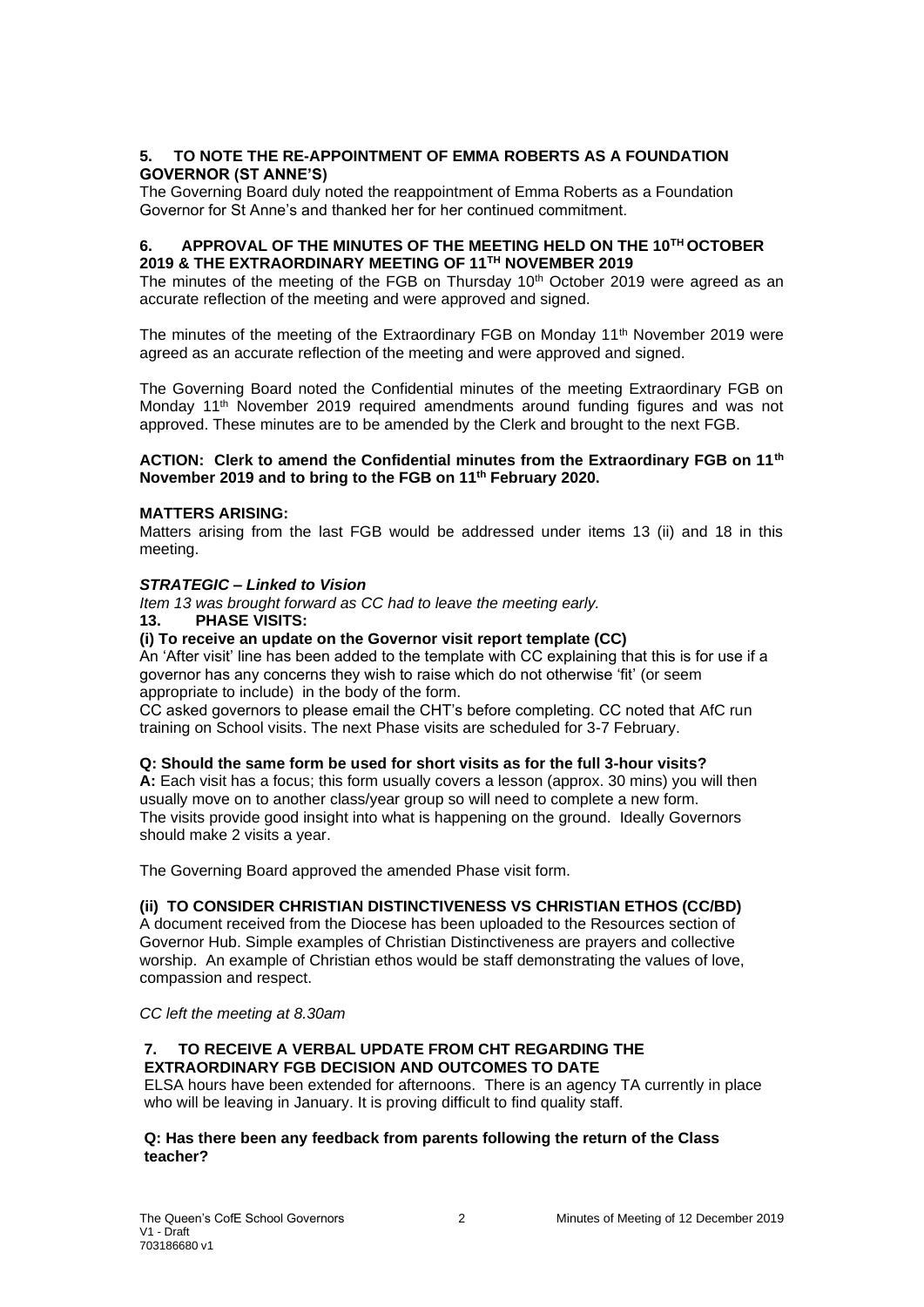**5. TO NOTE THE RE-APPOINTMENT OF EMMA ROBERTS AS A FOUNDATION GOVERNOR (ST ANNE'S)**

The Governing Board duly noted the reappointment of Emma Roberts as a Foundation Governor for St Anne's and thanked her for her continued commitment.

**6. APPROVAL OF THE MINUTES OF THE MEETING HELD ON THE 10TH OCTOBER 2019 & THE EXTRAORDINARY MEETING OF 11TH NOVEMBER 2019**

The minutes of the meeting of the FGB on Thursday 10th October 2019 were agreed as an accurate reflection of the meeting and were approved and signed.

The minutes of the meeting of the Extraordinary FGB on Monday 11th November 2019 were agreed as an accurate reflection of the meeting and were approved and signed.

The Governing Board noted the Confidential minutes of the meeting Extraordinary FGB on Monday 11th November 2019 required amendments around funding figures and was not approved. These minutes are to be amended by the Clerk and brought to the next FGB.

**ACTION: Clerk to amend the Confidential minutes from the Extraordinary FGB on 11th November 2019 and to bring to the FGB on 11th February 2020.**

**MATTERS ARISING:**

Matters arising from the last FGB would be addressed under items 13 (ii) and 18 in this meeting.

***STRATEGIC – Linked to Vision***

*Item 13 was brought forward as CC had to leave the meeting early.*

**13. PHASE VISITS:**

**(i) To receive an update on the Governor visit report template (CC)**

An 'After visit' line has been added to the template with CC explaining that this is for use if a governor has any concerns they wish to raise which do not otherwise 'fit' (or seem appropriate to include) in the body of the form.

CC asked governors to please email the CHT's before completing. CC noted that AfC run training on School visits. The next Phase visits are scheduled for 3-7 February.

**Q: Should the same form be used for short visits as for the full 3-hour visits?**

**A:** Each visit has a focus; this form usually covers a lesson (approx. 30 mins) you will then usually move on to another class/year group so will need to complete a new form. The visits provide good insight into what is happening on the ground. Ideally Governors should make 2 visits a year.

The Governing Board approved the amended Phase visit form.

**(ii) TO CONSIDER CHRISTIAN DISTINCTIVENESS VS CHRISTIAN ETHOS (CC/BD)**

A document received from the Diocese has been uploaded to the Resources section of Governor Hub. Simple examples of Christian Distinctiveness are prayers and collective worship. An example of Christian ethos would be staff demonstrating the values of love, compassion and respect.

*CC left the meeting at 8.30am*

**7. TO RECEIVE A VERBAL UPDATE FROM CHT REGARDING THE EXTRAORDINARY FGB DECISION AND OUTCOMES TO DATE**

ELSA hours have been extended for afternoons. There is an agency TA currently in place who will be leaving in January. It is proving difficult to find quality staff.

**Q: Has there been any feedback from parents following the return of the Class teacher?**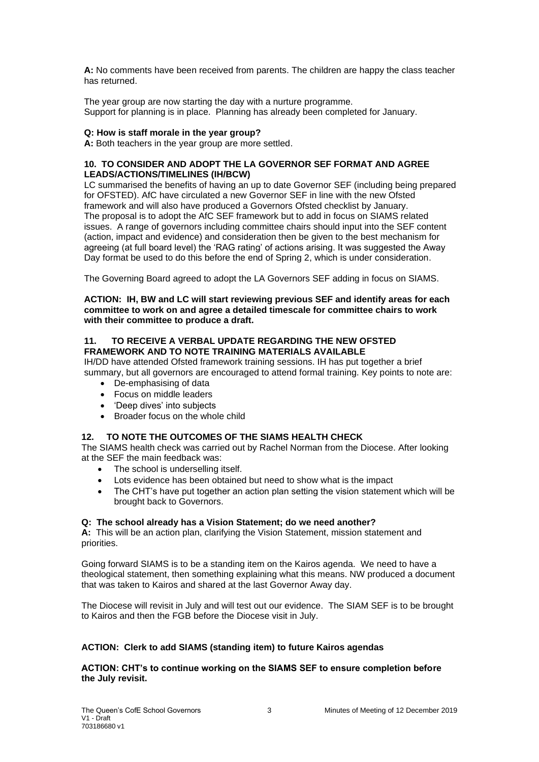**A:** No comments have been received from parents. The children are happy the class teacher has returned.

The year group are now starting the day with a nurture programme.
Support for planning is in place. Planning has already been completed for January.

**Q: How is staff morale in the year group?**
**A:** Both teachers in the year group are more settled.

**10. TO CONSIDER AND ADOPT THE LA GOVERNOR SEF FORMAT AND AGREE LEADS/ACTIONS/TIMELINES (IH/BCW)**

LC summarised the benefits of having an up to date Governor SEF (including being prepared for OFSTED). AfC have circulated a new Governor SEF in line with the new Ofsted framework and will also have produced a Governors Ofsted checklist by January. The proposal is to adopt the AfC SEF framework but to add in focus on SIAMS related issues. A range of governors including committee chairs should input into the SEF content (action, impact and evidence) and consideration then be given to the best mechanism for agreeing (at full board level) the 'RAG rating' of actions arising. It was suggested the Away Day format be used to do this before the end of Spring 2, which is under consideration.

The Governing Board agreed to adopt the LA Governors SEF adding in focus on SIAMS.

**ACTION: IH, BW and LC will start reviewing previous SEF and identify areas for each committee to work on and agree a detailed timescale for committee chairs to work with their committee to produce a draft.**

**11. TO RECEIVE A VERBAL UPDATE REGARDING THE NEW OFSTED FRAMEWORK AND TO NOTE TRAINING MATERIALS AVAILABLE**

IH/DD have attended Ofsted framework training sessions. IH has put together a brief summary, but all governors are encouraged to attend formal training. Key points to note are:

- De-emphasising of data
- Focus on middle leaders
- 'Deep dives' into subjects
- Broader focus on the whole child

**12. TO NOTE THE OUTCOMES OF THE SIAMS HEALTH CHECK**

The SIAMS health check was carried out by Rachel Norman from the Diocese. After looking at the SEF the main feedback was:

- The school is underselling itself.
- Lots evidence has been obtained but need to show what is the impact
- The CHT's have put together an action plan setting the vision statement which will be brought back to Governors.

**Q: The school already has a Vision Statement; do we need another?**
**A:** This will be an action plan, clarifying the Vision Statement, mission statement and priorities.

Going forward SIAMS is to be a standing item on the Kairos agenda. We need to have a theological statement, then something explaining what this means. NW produced a document that was taken to Kairos and shared at the last Governor Away day.

The Diocese will revisit in July and will test out our evidence. The SIAM SEF is to be brought to Kairos and then the FGB before the Diocese visit in July.

**ACTION: Clerk to add SIAMS (standing item) to future Kairos agendas**

**ACTION: CHT's to continue working on the SIAMS SEF to ensure completion before the July revisit.**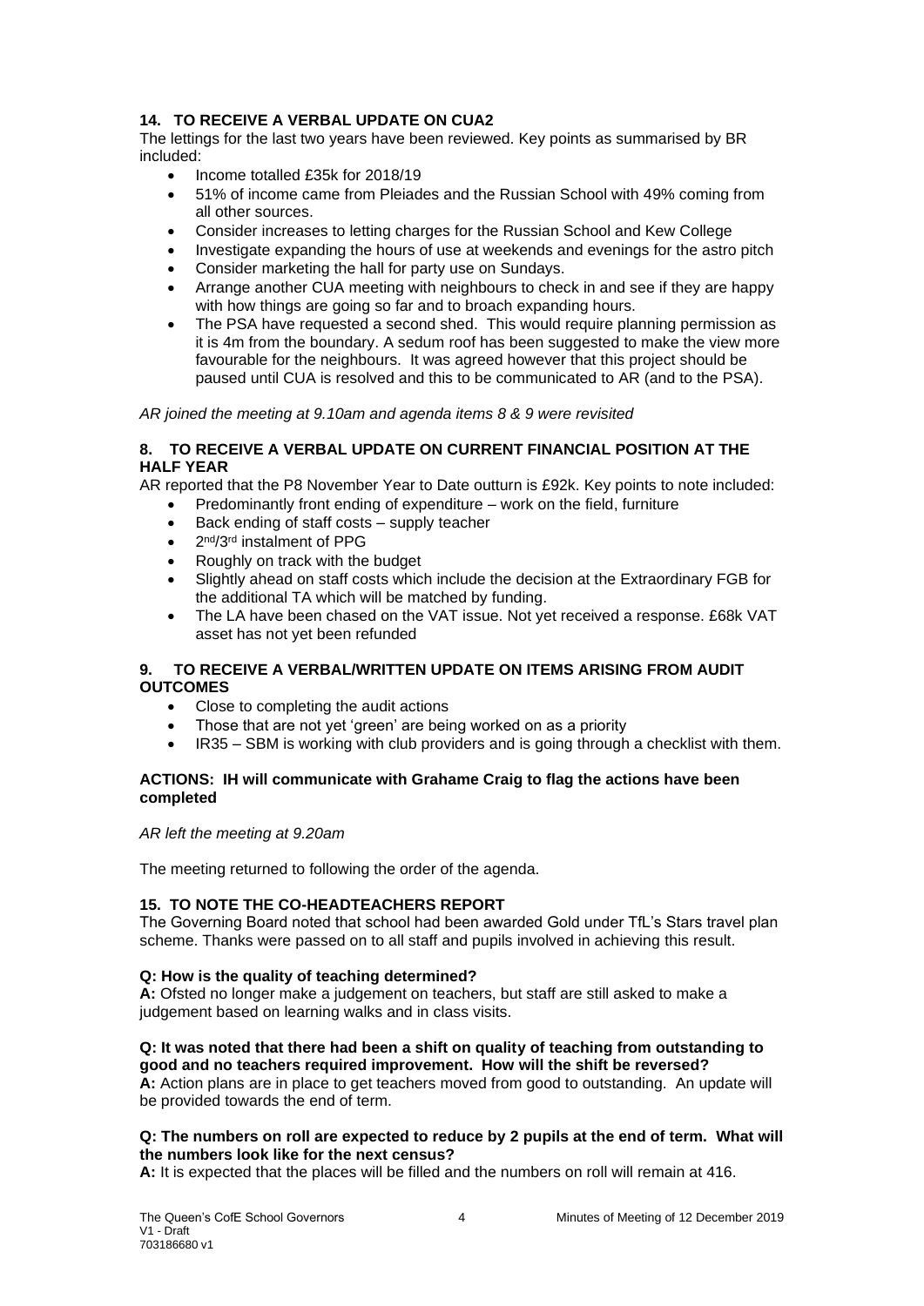**14. TO RECEIVE A VERBAL UPDATE ON CUA2**

The lettings for the last two years have been reviewed. Key points as summarised by BR included:

- Income totalled £35k for 2018/19
- 51% of income came from Pleiades and the Russian School with 49% coming from all other sources.
- Consider increases to letting charges for the Russian School and Kew College
- Investigate expanding the hours of use at weekends and evenings for the astro pitch
- Consider marketing the hall for party use on Sundays.
- Arrange another CUA meeting with neighbours to check in and see if they are happy with how things are going so far and to broach expanding hours.
- The PSA have requested a second shed. This would require planning permission as it is 4m from the boundary. A sedum roof has been suggested to make the view more favourable for the neighbours. It was agreed however that this project should be paused until CUA is resolved and this to be communicated to AR (and to the PSA).

*AR joined the meeting at 9.10am and agenda items 8 & 9 were revisited*

**8. TO RECEIVE A VERBAL UPDATE ON CURRENT FINANCIAL POSITION AT THE HALF YEAR**

AR reported that the P8 November Year to Date outturn is £92k. Key points to note included:

- Predominantly front ending of expenditure – work on the field, furniture
- Back ending of staff costs – supply teacher
- 2nd/3rd instalment of PPG
- Roughly on track with the budget
- Slightly ahead on staff costs which include the decision at the Extraordinary FGB for the additional TA which will be matched by funding.
- The LA have been chased on the VAT issue. Not yet received a response. £68k VAT asset has not yet been refunded

**9. TO RECEIVE A VERBAL/WRITTEN UPDATE ON ITEMS ARISING FROM AUDIT OUTCOMES**

- Close to completing the audit actions
- Those that are not yet 'green' are being worked on as a priority
- IR35 – SBM is working with club providers and is going through a checklist with them.

**ACTIONS: IH will communicate with Grahame Craig to flag the actions have been completed**

*AR left the meeting at 9.20am*

The meeting returned to following the order of the agenda.

**15. TO NOTE THE CO-HEADTEACHERS REPORT**

The Governing Board noted that school had been awarded Gold under TfL's Stars travel plan scheme. Thanks were passed on to all staff and pupils involved in achieving this result.

**Q: How is the quality of teaching determined?**
**A:** Ofsted no longer make a judgement on teachers, but staff are still asked to make a judgement based on learning walks and in class visits.

**Q: It was noted that there had been a shift on quality of teaching from outstanding to good and no teachers required improvement. How will the shift be reversed?**
**A:** Action plans are in place to get teachers moved from good to outstanding. An update will be provided towards the end of term.

**Q: The numbers on roll are expected to reduce by 2 pupils at the end of term. What will the numbers look like for the next census?**
**A:** It is expected that the places will be filled and the numbers on roll will remain at 416.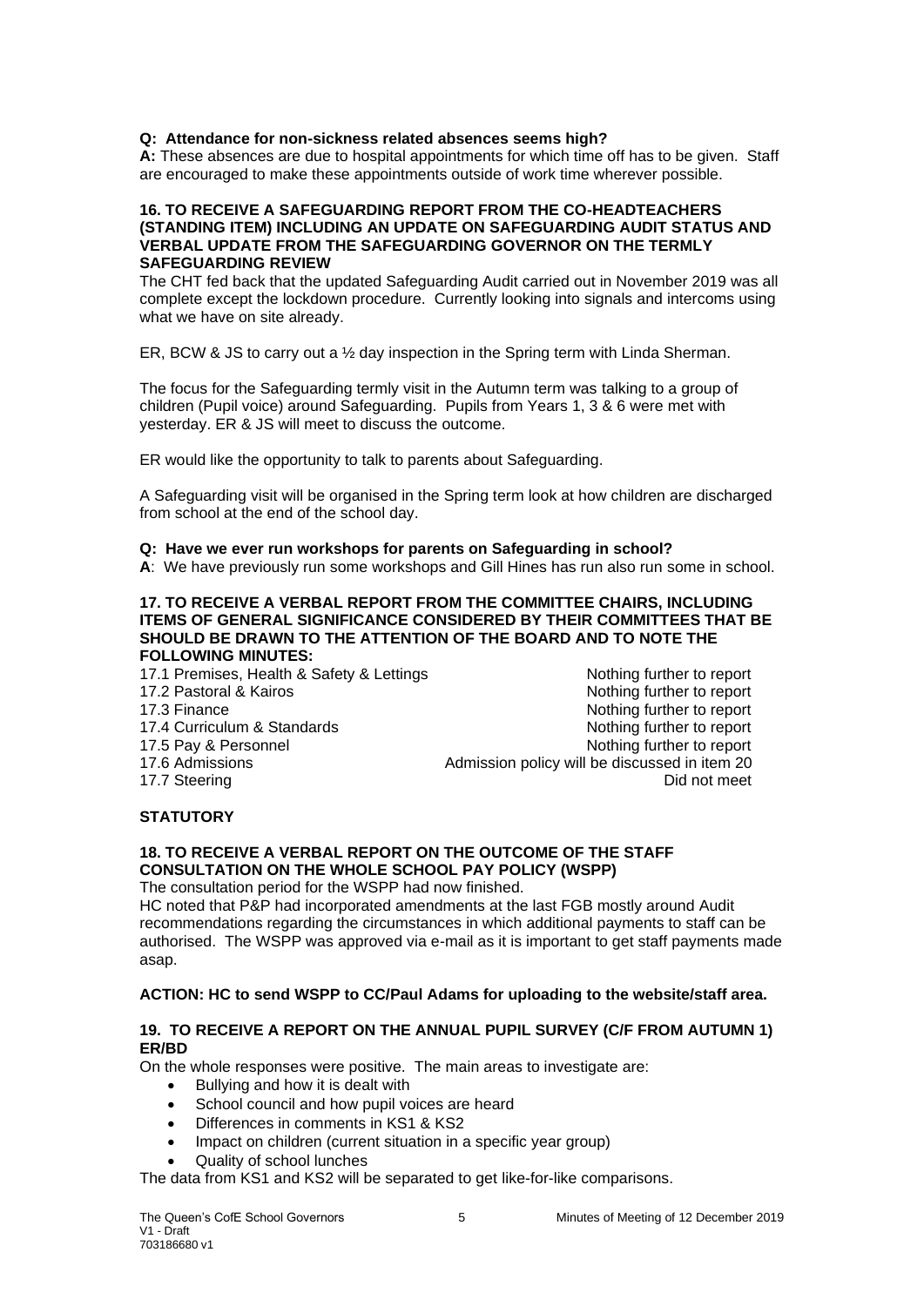**Q: Attendance for non-sickness related absences seems high?**
**A:** These absences are due to hospital appointments for which time off has to be given. Staff are encouraged to make these appointments outside of work time wherever possible.

**16. TO RECEIVE A SAFEGUARDING REPORT FROM THE CO-HEADTEACHERS (STANDING ITEM) INCLUDING AN UPDATE ON SAFEGUARDING AUDIT STATUS AND VERBAL UPDATE FROM THE SAFEGUARDING GOVERNOR ON THE TERMLY SAFEGUARDING REVIEW**

The CHT fed back that the updated Safeguarding Audit carried out in November 2019 was all complete except the lockdown procedure. Currently looking into signals and intercoms using what we have on site already.

ER, BCW & JS to carry out a ½ day inspection in the Spring term with Linda Sherman.

The focus for the Safeguarding termly visit in the Autumn term was talking to a group of children (Pupil voice) around Safeguarding. Pupils from Years 1, 3 & 6 were met with yesterday. ER & JS will meet to discuss the outcome.

ER would like the opportunity to talk to parents about Safeguarding.

A Safeguarding visit will be organised in the Spring term look at how children are discharged from school at the end of the school day.

**Q: Have we ever run workshops for parents on Safeguarding in school?**
**A**: We have previously run some workshops and Gill Hines has run also run some in school.

**17. TO RECEIVE A VERBAL REPORT FROM THE COMMITTEE CHAIRS, INCLUDING ITEMS OF GENERAL SIGNIFICANCE CONSIDERED BY THEIR COMMITTEES THAT BE SHOULD BE DRAWN TO THE ATTENTION OF THE BOARD AND TO NOTE THE FOLLOWING MINUTES:**

| | |
|---|---|
| 17.1 Premises, Health & Safety & Lettings | Nothing further to report |
| 17.2 Pastoral & Kairos | Nothing further to report |
| 17.3 Finance | Nothing further to report |
| 17.4 Curriculum & Standards | Nothing further to report |
| 17.5 Pay & Personnel | Nothing further to report |
| 17.6 Admissions | Admission policy will be discussed in item 20 |
| 17.7 Steering | Did not meet |

**STATUTORY**

**18. TO RECEIVE A VERBAL REPORT ON THE OUTCOME OF THE STAFF CONSULTATION ON THE WHOLE SCHOOL PAY POLICY (WSPP)**

The consultation period for the WSPP had now finished.
HC noted that P&P had incorporated amendments at the last FGB mostly around Audit recommendations regarding the circumstances in which additional payments to staff can be authorised. The WSPP was approved via e-mail as it is important to get staff payments made asap.

**ACTION: HC to send WSPP to CC/Paul Adams for uploading to the website/staff area.**

**19. TO RECEIVE A REPORT ON THE ANNUAL PUPIL SURVEY (C/F FROM AUTUMN 1) ER/BD**

On the whole responses were positive. The main areas to investigate are:

- Bullying and how it is dealt with
- School council and how pupil voices are heard
- Differences in comments in KS1 & KS2
- Impact on children (current situation in a specific year group)
- Quality of school lunches

The data from KS1 and KS2 will be separated to get like-for-like comparisons.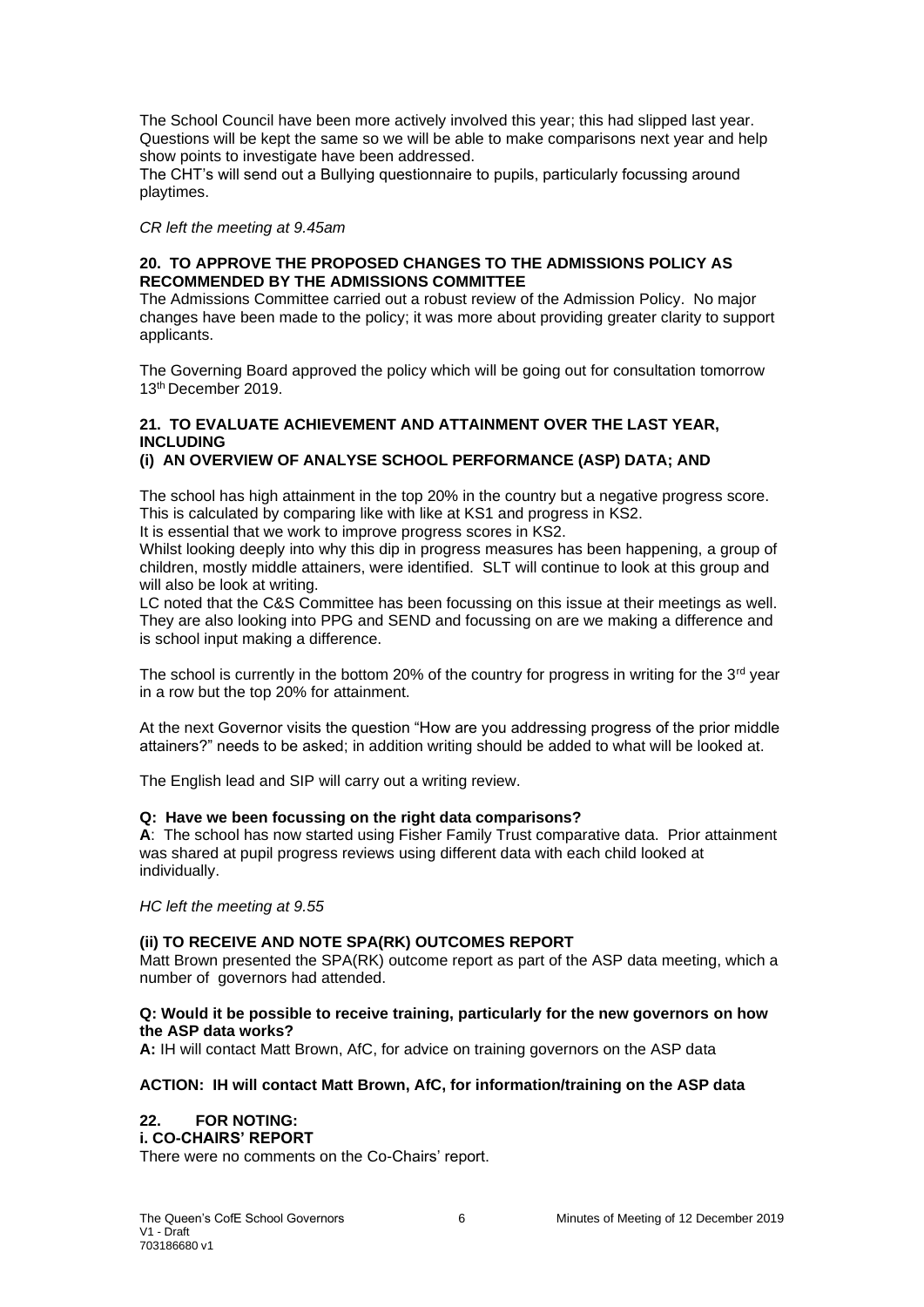The School Council have been more actively involved this year; this had slipped last year. Questions will be kept the same so we will be able to make comparisons next year and help show points to investigate have been addressed.

The CHT's will send out a Bullying questionnaire to pupils, particularly focussing around playtimes.

*CR left the meeting at 9.45am*

**20. TO APPROVE THE PROPOSED CHANGES TO THE ADMISSIONS POLICY AS RECOMMENDED BY THE ADMISSIONS COMMITTEE**

The Admissions Committee carried out a robust review of the Admission Policy. No major changes have been made to the policy; it was more about providing greater clarity to support applicants.

The Governing Board approved the policy which will be going out for consultation tomorrow 13th December 2019.

**21. TO EVALUATE ACHIEVEMENT AND ATTAINMENT OVER THE LAST YEAR, INCLUDING**

**(i) AN OVERVIEW OF ANALYSE SCHOOL PERFORMANCE (ASP) DATA; AND**

The school has high attainment in the top 20% in the country but a negative progress score. This is calculated by comparing like with like at KS1 and progress in KS2.

It is essential that we work to improve progress scores in KS2.

Whilst looking deeply into why this dip in progress measures has been happening, a group of children, mostly middle attainers, were identified. SLT will continue to look at this group and will also be look at writing.

LC noted that the C&S Committee has been focussing on this issue at their meetings as well. They are also looking into PPG and SEND and focussing on are we making a difference and is school input making a difference.

The school is currently in the bottom 20% of the country for progress in writing for the 3rd year in a row but the top 20% for attainment.

At the next Governor visits the question "How are you addressing progress of the prior middle attainers?" needs to be asked; in addition writing should be added to what will be looked at.

The English lead and SIP will carry out a writing review.

**Q: Have we been focussing on the right data comparisons?**

**A**: The school has now started using Fisher Family Trust comparative data. Prior attainment was shared at pupil progress reviews using different data with each child looked at individually.

*HC left the meeting at 9.55*

**(ii) TO RECEIVE AND NOTE SPA(RK) OUTCOMES REPORT**

Matt Brown presented the SPA(RK) outcome report as part of the ASP data meeting, which a number of governors had attended.

**Q: Would it be possible to receive training, particularly for the new governors on how the ASP data works?**

**A:** IH will contact Matt Brown, AfC, for advice on training governors on the ASP data

**ACTION: IH will contact Matt Brown, AfC, for information/training on the ASP data**

**22. FOR NOTING:**

**i. CO-CHAIRS' REPORT**

There were no comments on the Co-Chairs' report.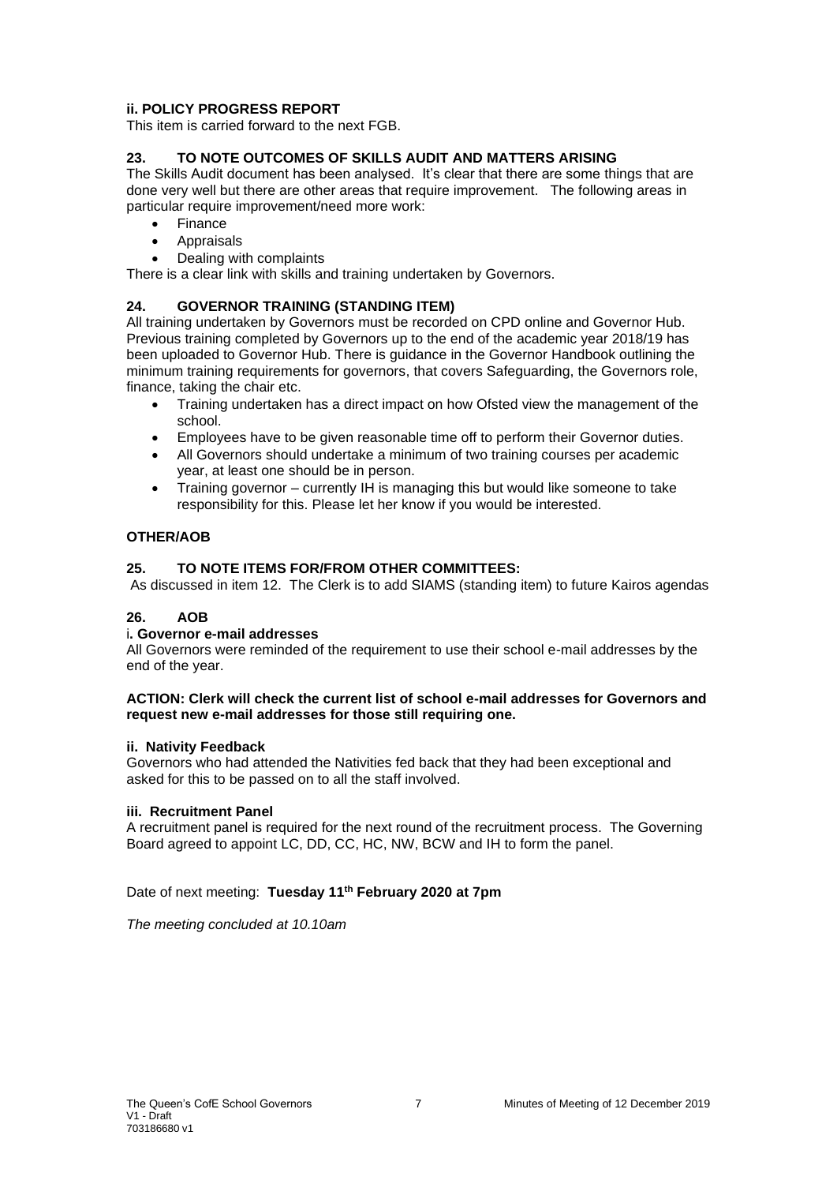**ii. POLICY PROGRESS REPORT**

This item is carried forward to the next FGB.

## 23. TO NOTE OUTCOMES OF SKILLS AUDIT AND MATTERS ARISING

The Skills Audit document has been analysed. It's clear that there are some things that are done very well but there are other areas that require improvement. The following areas in particular require improvement/need more work:

- Finance
- Appraisals
- Dealing with complaints

There is a clear link with skills and training undertaken by Governors.

## 24. GOVERNOR TRAINING (STANDING ITEM)

All training undertaken by Governors must be recorded on CPD online and Governor Hub. Previous training completed by Governors up to the end of the academic year 2018/19 has been uploaded to Governor Hub. There is guidance in the Governor Handbook outlining the minimum training requirements for governors, that covers Safeguarding, the Governors role, finance, taking the chair etc.

- Training undertaken has a direct impact on how Ofsted view the management of the school.
- Employees have to be given reasonable time off to perform their Governor duties.
- All Governors should undertake a minimum of two training courses per academic year, at least one should be in person.
- Training governor – currently IH is managing this but would like someone to take responsibility for this. Please let her know if you would be interested.

## OTHER/AOB

## 25. TO NOTE ITEMS FOR/FROM OTHER COMMITTEES:

As discussed in item 12. The Clerk is to add SIAMS (standing item) to future Kairos agendas

## 26. AOB

**i. Governor e-mail addresses**

All Governors were reminded of the requirement to use their school e-mail addresses by the end of the year.

**ACTION: Clerk will check the current list of school e-mail addresses for Governors and request new e-mail addresses for those still requiring one.**

**ii. Nativity Feedback**

Governors who had attended the Nativities fed back that they had been exceptional and asked for this to be passed on to all the staff involved.

**iii. Recruitment Panel**

A recruitment panel is required for the next round of the recruitment process. The Governing Board agreed to appoint LC, DD, CC, HC, NW, BCW and IH to form the panel.

Date of next meeting: **Tuesday 11th February 2020 at 7pm**

*The meeting concluded at 10.10am*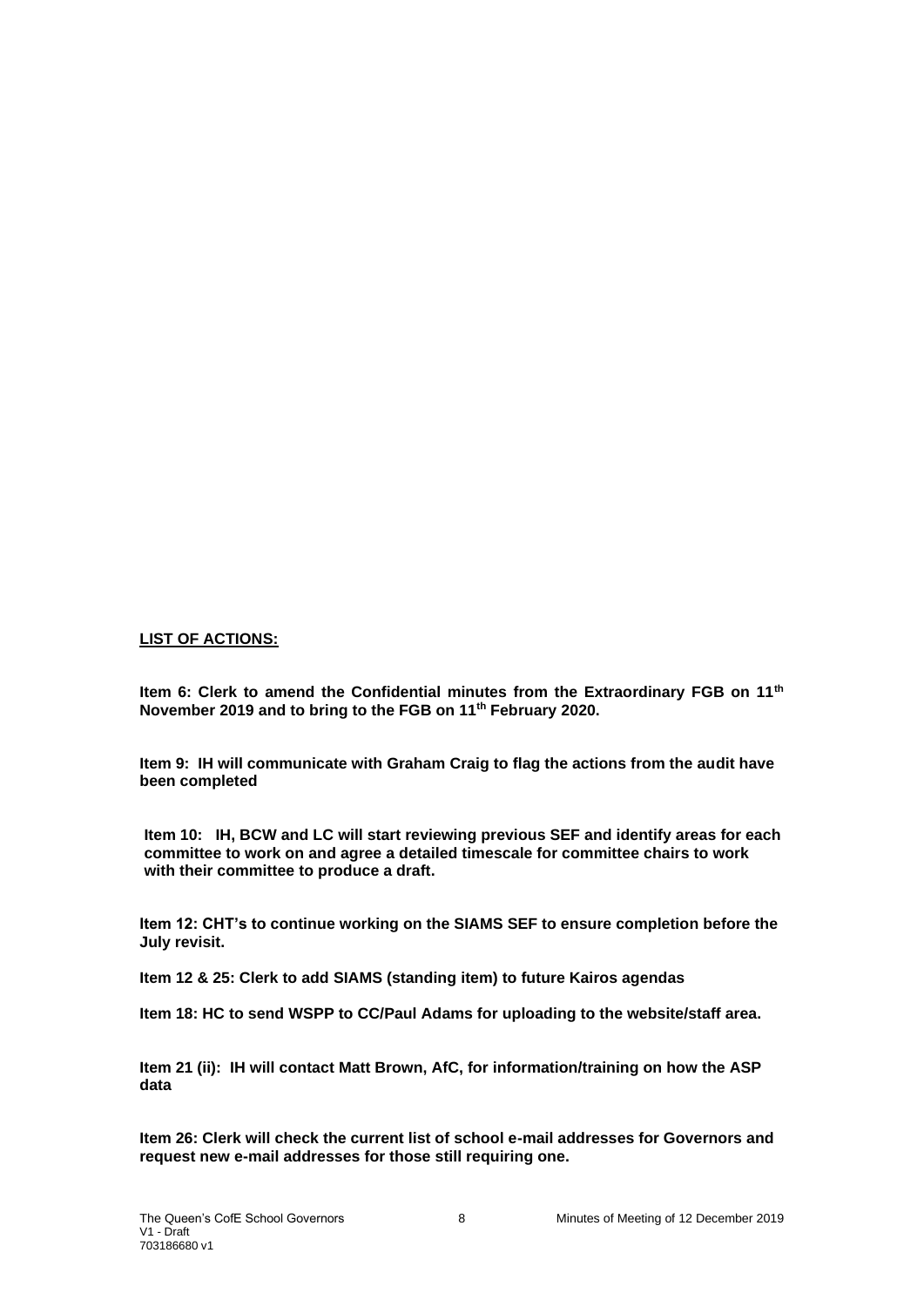**LIST OF ACTIONS:**

**Item 6: Clerk to amend the Confidential minutes from the Extraordinary FGB on 11th November 2019 and to bring to the FGB on 11th February 2020.**

**Item 9: IH will communicate with Graham Craig to flag the actions from the audit have been completed**

**Item 10: IH, BCW and LC will start reviewing previous SEF and identify areas for each committee to work on and agree a detailed timescale for committee chairs to work with their committee to produce a draft.**

**Item 12: CHT's to continue working on the SIAMS SEF to ensure completion before the July revisit.**

**Item 12 & 25: Clerk to add SIAMS (standing item) to future Kairos agendas**

**Item 18: HC to send WSPP to CC/Paul Adams for uploading to the website/staff area.**

**Item 21 (ii): IH will contact Matt Brown, AfC, for information/training on how the ASP data**

**Item 26: Clerk will check the current list of school e-mail addresses for Governors and request new e-mail addresses for those still requiring one.**